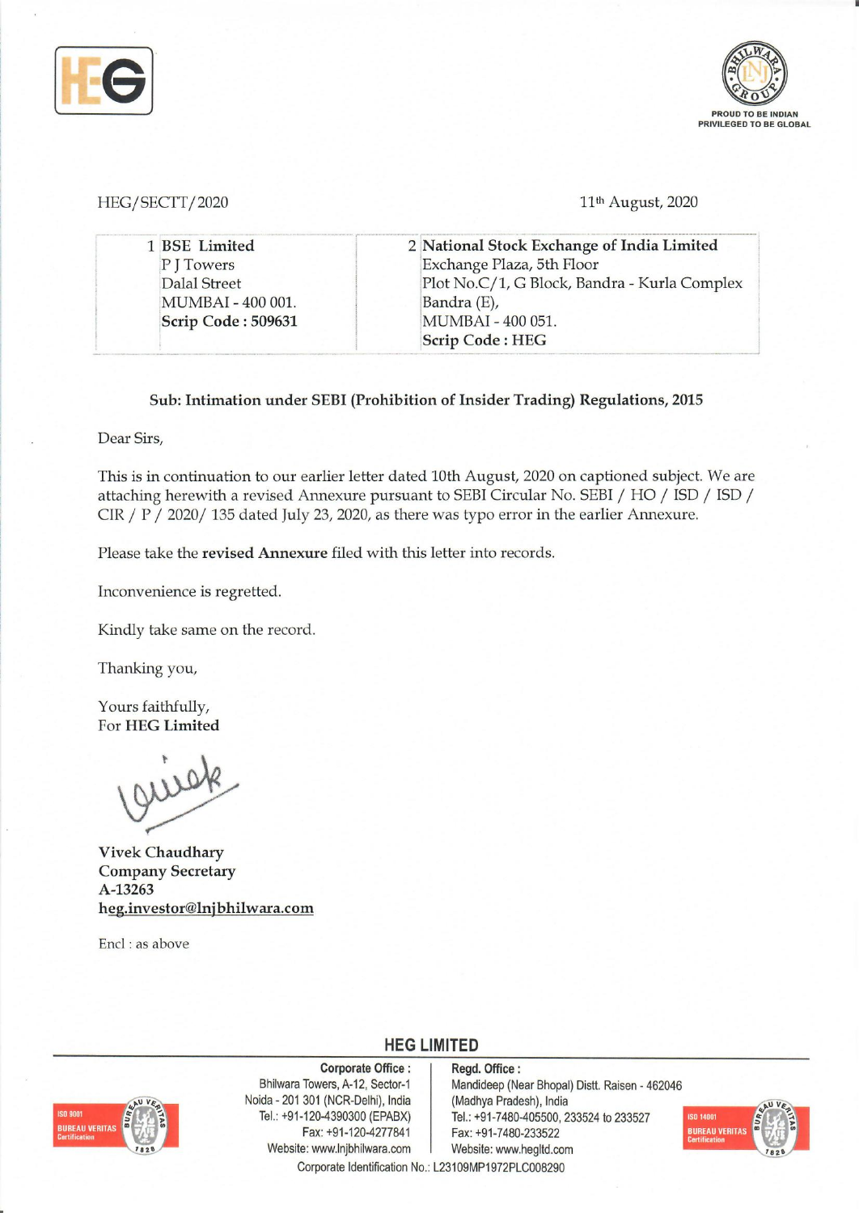HEG/SECTT/2020

11th August, 2020

| 1 **BSE Limited** P J Towers Dalal Street MUMBAI - 400 001. **Scrip Code : 509631** | 2 **National Stock Exchange of India Limited** Exchange Plaza, 5th Floor Plot No.C/1, G Block, Bandra - Kurla Complex Bandra (E), MUMBAI - 400 051. **Scrip Code : HEG** |
|---|---|

**Sub: Intimation under SEBI (Prohibition of Insider Trading) Regulations, 2015**

Dear Sirs,

This is in continuation to our earlier letter dated 10th August, 2020 on captioned subject. We are attaching herewith a revised Annexure pursuant to SEBI Circular No. SEBI / HO / ISD / ISD / CIR / P / 2020/ 135 dated July 23, 2020, as there was typo error in the earlier Annexure.

Please take the **revised Annexure** filed with this letter into records.

Inconvenience is regretted.

Kindly take same on the record.

Thanking you,

Yours faithfully,
For **HEG Limited**

**Vivek Chaudhary**
**Company Secretary**
**A-13263**
**heg.investor@lnjbhilwara.com**

Encl : as above

**HEG LIMITED**

**Corporate Office :**
Bhilwara Towers, A-12, Sector-1
Noida - 201 301 (NCR-Delhi), India
Tel.: +91-120-4390300 (EPABX)
Fax: +91-120-4277841
Website: www.lnjbhilwara.com

**Regd. Office :**
Mandideep (Near Bhopal) Distt. Raisen - 462046
(Madhya Pradesh), India
Tel.: +91-7480-405500, 233524 to 233527
Fax: +91-7480-233522
Website: www.hegltd.com

Corporate Identification No.: L23109MP1972PLC008290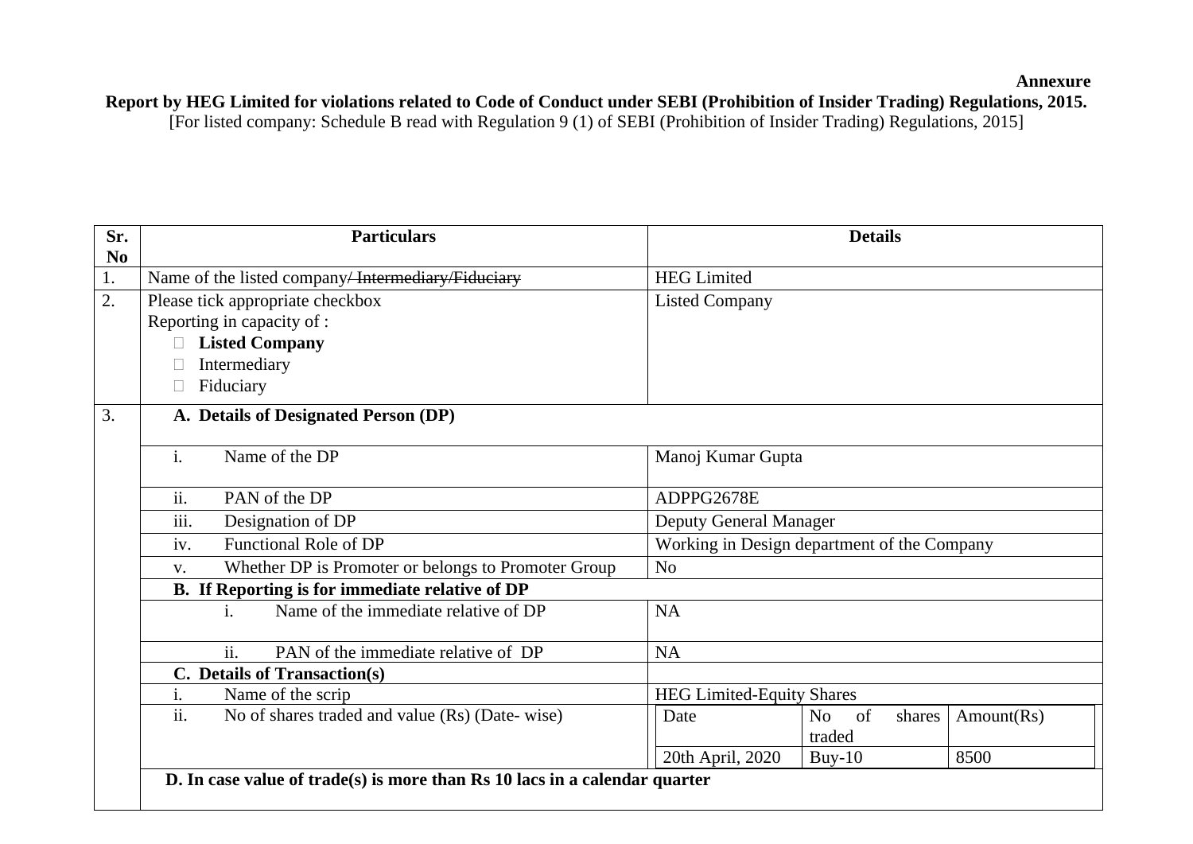**Annexure**

**Report by HEG Limited for violations related to Code of Conduct under SEBI (Prohibition of Insider Trading) Regulations, 2015.**

[For listed company: Schedule B read with Regulation 9 (1) of SEBI (Prohibition of Insider Trading) Regulations, 2015]

| Sr. No | Particulars | Details | | |
|---|---|---|---|---|
| 1. | Name of the listed company/ ~~Intermediary/Fiduciary~~ | HEG Limited | | |
| 2. | Please tick appropriate checkbox<br>Reporting in capacity of :<br>☐ **Listed Company**<br>☐ Intermediary<br>☐ Fiduciary | Listed Company | | |
| 3. | **A. Details of Designated Person (DP)** | | | |
| | i. Name of the DP | Manoj Kumar Gupta | | |
| | ii. PAN of the DP | ADPPG2678E | | |
| | iii. Designation of DP | Deputy General Manager | | |
| | iv. Functional Role of DP | Working in Design department of the Company | | |
| | v. Whether DP is Promoter or belongs to Promoter Group | No | | |
| | **B. If Reporting is for immediate relative of DP** | | | |
| | i. Name of the immediate relative of DP | NA | | |
| | ii. PAN of the immediate relative of DP | NA | | |
| | **C. Details of Transaction(s)** | | | |
| | i. Name of the scrip | HEG Limited-Equity Shares | | |
| | ii. No of shares traded and value (Rs) (Date- wise) | Date | No of shares traded | Amount(Rs) |
| | | 20th April, 2020 | Buy-10 | 8500 |
| | **D. In case value of trade(s) is more than Rs 10 lacs in a calendar quarter** | | | |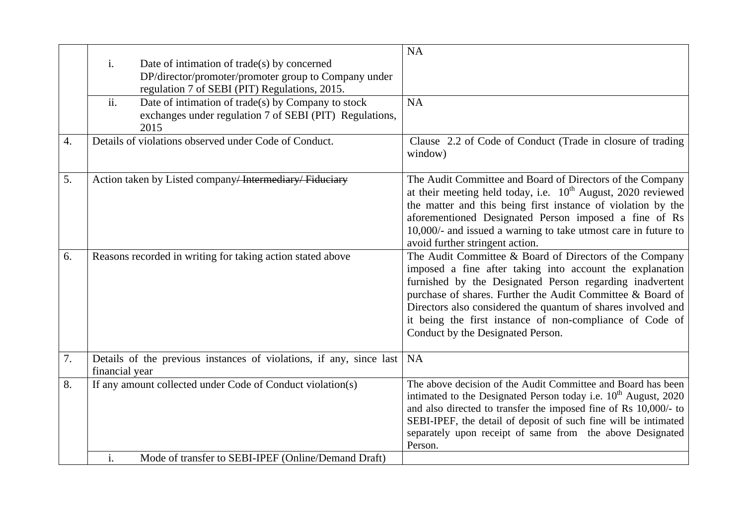|  |  |  |
|---|---|---|
|  | i. Date of intimation of trade(s) by concerned DP/director/promoter/promoter group to Company under regulation 7 of SEBI (PIT) Regulations, 2015. | NA |
|  | ii. Date of intimation of trade(s) by Company to stock exchanges under regulation 7 of SEBI (PIT) Regulations, 2015 | NA |
| 4. | Details of violations observed under Code of Conduct. | Clause 2.2 of Code of Conduct (Trade in closure of trading window) |
| 5. | Action taken by Listed company~~/ Intermediary/ Fiduciary~~ | The Audit Committee and Board of Directors of the Company at their meeting held today, i.e. 10th August, 2020 reviewed the matter and this being first instance of violation by the aforementioned Designated Person imposed a fine of Rs 10,000/- and issued a warning to take utmost care in future to avoid further stringent action. |
| 6. | Reasons recorded in writing for taking action stated above | The Audit Committee & Board of Directors of the Company imposed a fine after taking into account the explanation furnished by the Designated Person regarding inadvertent purchase of shares. Further the Audit Committee & Board of Directors also considered the quantum of shares involved and it being the first instance of non-compliance of Code of Conduct by the Designated Person. |
| 7. | Details of the previous instances of violations, if any, since last financial year | NA |
| 8. | If any amount collected under Code of Conduct violation(s) | The above decision of the Audit Committee and Board has been intimated to the Designated Person today i.e. 10th August, 2020 and also directed to transfer the imposed fine of Rs 10,000/- to SEBI-IPEF, the detail of deposit of such fine will be intimated separately upon receipt of same from the above Designated Person. |
|  | i. Mode of transfer to SEBI-IPEF (Online/Demand Draft) |  |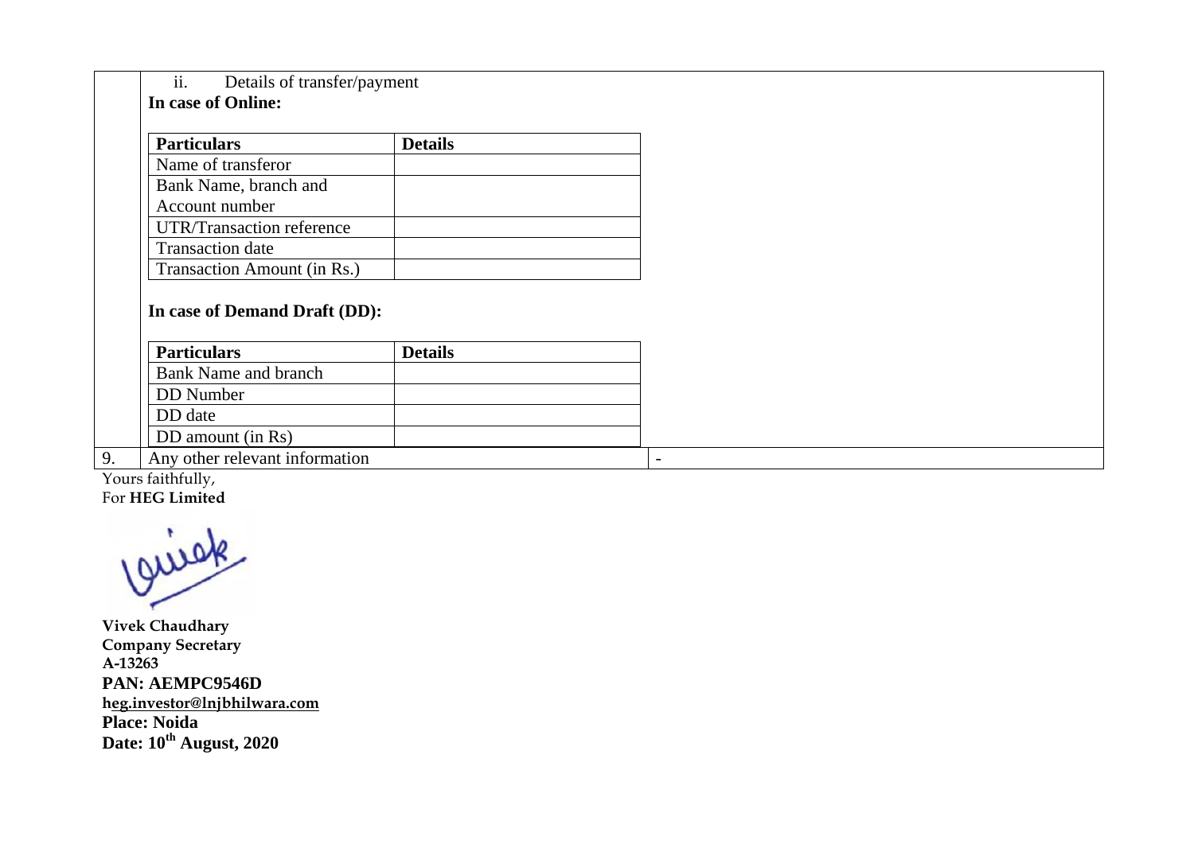ii. Details of transfer/payment

**In case of Online:**

| **Particulars** | **Details** |
|---|---|
| Name of transferor | |
| Bank Name, branch and Account number | |
| UTR/Transaction reference | |
| Transaction date | |
| Transaction Amount (in Rs.) | |

**In case of Demand Draft (DD):**

| **Particulars** | **Details** |
|---|---|
| Bank Name and branch | |
| DD Number | |
| DD date | |
| DD amount (in Rs) | |

| | | |
|---|---|---|
| 9. | Any other relevant information | - |

Yours faithfully,
For **HEG Limited**

**Vivek Chaudhary**
**Company Secretary**
**A-13263**
**PAN: AEMPC9546D**
**heg.investor@lnjbhilwara.com**
**Place: Noida**
**Date: 10th August, 2020**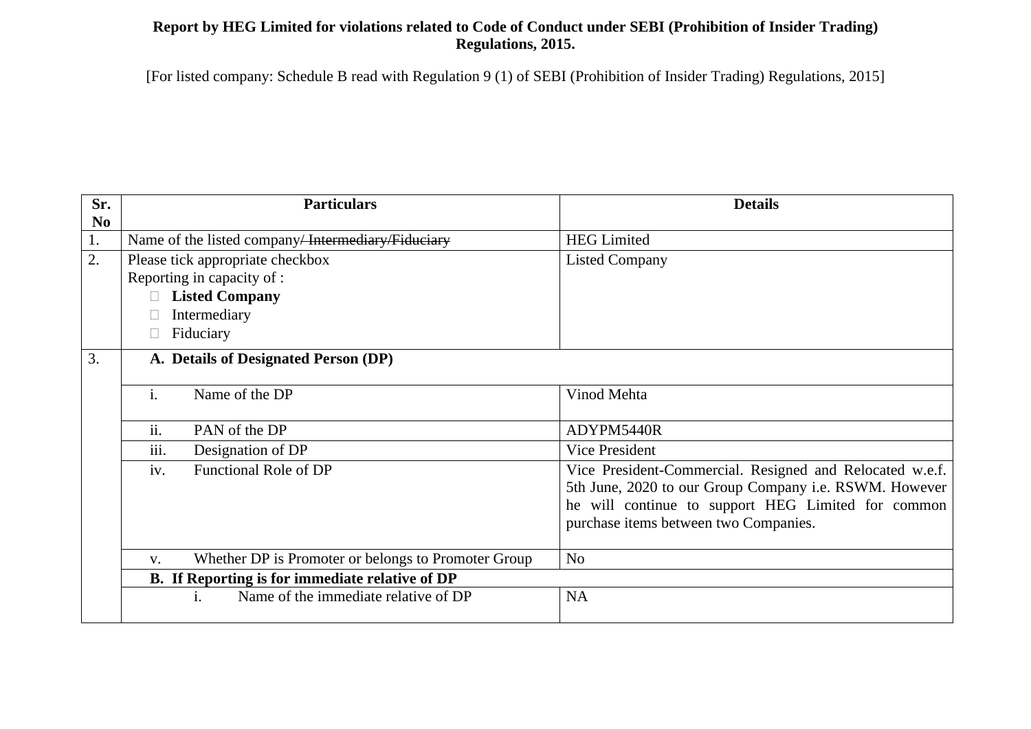**Report by HEG Limited for violations related to Code of Conduct under SEBI (Prohibition of Insider Trading) Regulations, 2015.**

[For listed company: Schedule B read with Regulation 9 (1) of SEBI (Prohibition of Insider Trading) Regulations, 2015]

| Sr. No | Particulars | Details |
|---|---|---|
| 1. | Name of the listed company/ ~~Intermediary/Fiduciary~~ | HEG Limited |
| 2. | Please tick appropriate checkbox<br>Reporting in capacity of :<br>□ **Listed Company**<br>□ Intermediary<br>□ Fiduciary | Listed Company |
| 3. | **A. Details of Designated Person (DP)** | |
| | i. Name of the DP | Vinod Mehta |
| | ii. PAN of the DP | ADYPM5440R |
| | iii. Designation of DP | Vice President |
| | iv. Functional Role of DP | Vice President-Commercial. Resigned and Relocated w.e.f. 5th June, 2020 to our Group Company i.e. RSWM. However he will continue to support HEG Limited for common purchase items between two Companies. |
| | v. Whether DP is Promoter or belongs to Promoter Group | No |
| | **B. If Reporting is for immediate relative of DP** | |
| | i. Name of the immediate relative of DP | NA |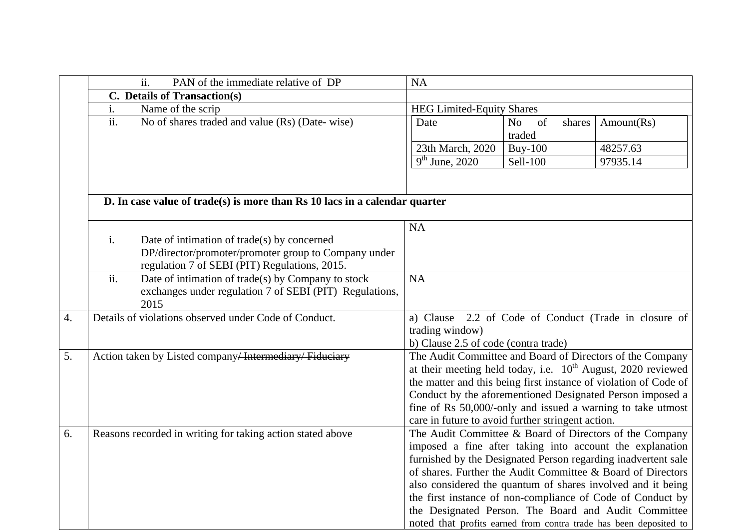| | | | |
|---|---|---|---|
| | ii. PAN of the immediate relative of DP | NA | |
| | **C. Details of Transaction(s)** | | |
| | i. Name of the scrip | HEG Limited-Equity Shares | |
| | ii. No of shares traded and value (Rs) (Date- wise) | <table><tr><td>Date</td><td>No of shares traded</td><td>Amount(Rs)</td></tr><tr><td>23th March, 2020</td><td>Buy-100</td><td>48257.63</td></tr><tr><td>9th June, 2020</td><td>Sell-100</td><td>97935.14</td></tr></table> | |
| | **D. In case value of trade(s) is more than Rs 10 lacs in a calendar quarter** | | |
| | i. Date of intimation of trade(s) by concerned DP/director/promoter/promoter group to Company under regulation 7 of SEBI (PIT) Regulations, 2015. | NA | |
| | ii. Date of intimation of trade(s) by Company to stock exchanges under regulation 7 of SEBI (PIT) Regulations, 2015 | NA | |
| 4. | Details of violations observed under Code of Conduct. | a) Clause 2.2 of Code of Conduct (Trade in closure of trading window)<br>b) Clause 2.5 of code (contra trade) | |
| 5. | Action taken by Listed company~~/ Intermediary/ Fiduciary~~ | The Audit Committee and Board of Directors of the Company at their meeting held today, i.e. 10th August, 2020 reviewed the matter and this being first instance of violation of Code of Conduct by the aforementioned Designated Person imposed a fine of Rs 50,000/-only and issued a warning to take utmost care in future to avoid further stringent action. | |
| 6. | Reasons recorded in writing for taking action stated above | The Audit Committee & Board of Directors of the Company imposed a fine after taking into account the explanation furnished by the Designated Person regarding inadvertent sale of shares. Further the Audit Committee & Board of Directors also considered the quantum of shares involved and it being the first instance of non-compliance of Code of Conduct by the Designated Person. The Board and Audit Committee noted that profits earned from contra trade has been deposited to | |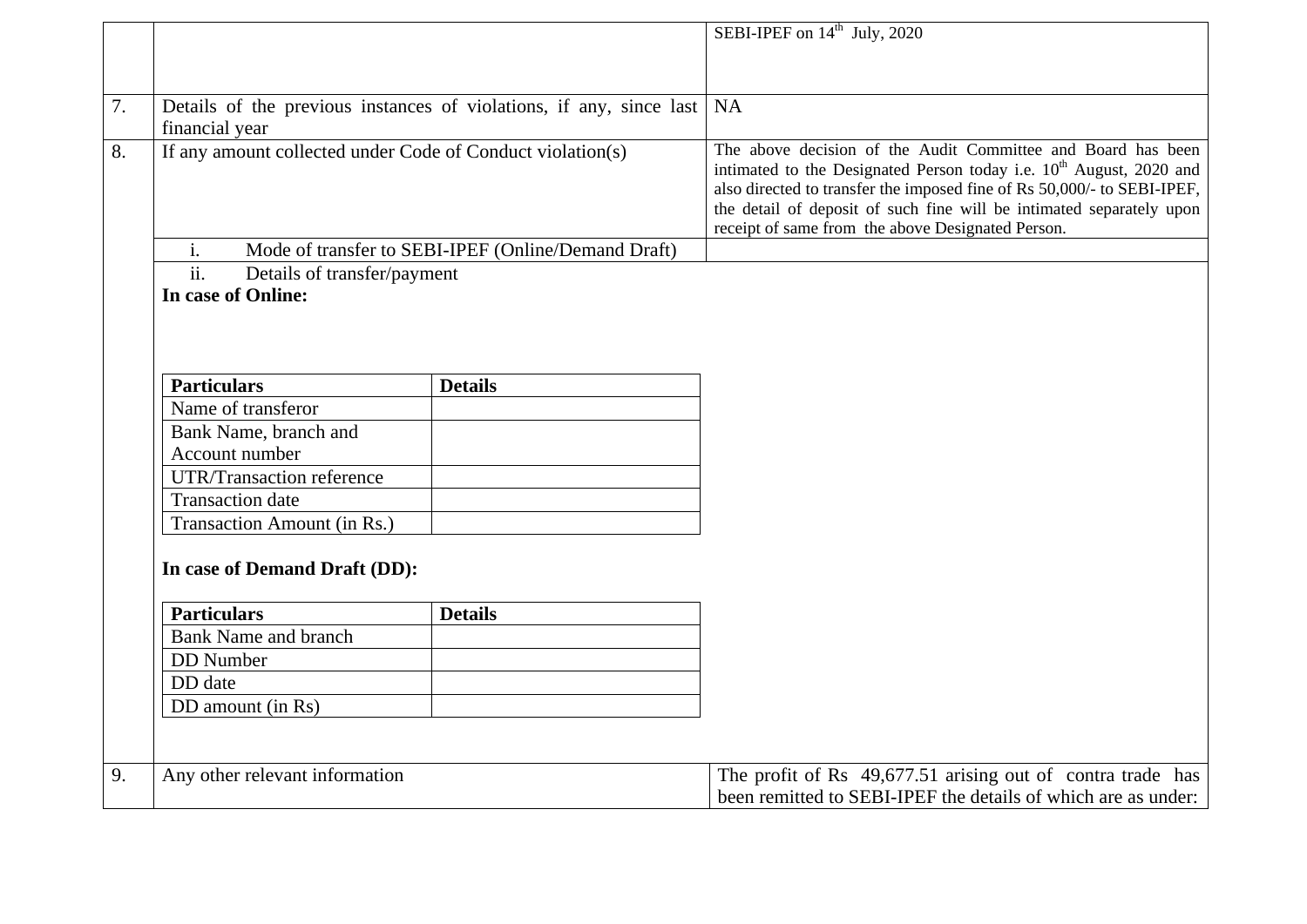| | | |
|---|---|---|
| | | SEBI-IPEF on 14th July, 2020 |
| 7. | Details of the previous instances of violations, if any, since last financial year | NA |
| 8. | If any amount collected under Code of Conduct violation(s) | The above decision of the Audit Committee and Board has been intimated to the Designated Person today i.e. 10th August, 2020 and also directed to transfer the imposed fine of Rs 50,000/- to SEBI-IPEF, the detail of deposit of such fine will be intimated separately upon receipt of same from the above Designated Person. |
| | i. Mode of transfer to SEBI-IPEF (Online/Demand Draft) | |
| | ii. Details of transfer/payment | |

**In case of Online:**

| Particulars | Details |
|---|---|
| Name of transferor | |
| Bank Name, branch and Account number | |
| UTR/Transaction reference | |
| Transaction date | |
| Transaction Amount (in Rs.) | |

**In case of Demand Draft (DD):**

| Particulars | Details |
|---|---|
| Bank Name and branch | |
| DD Number | |
| DD date | |
| DD amount (in Rs) | |

| | | |
|---|---|---|
| 9. | Any other relevant information | The profit of Rs 49,677.51 arising out of contra trade has been remitted to SEBI-IPEF the details of which are as under: |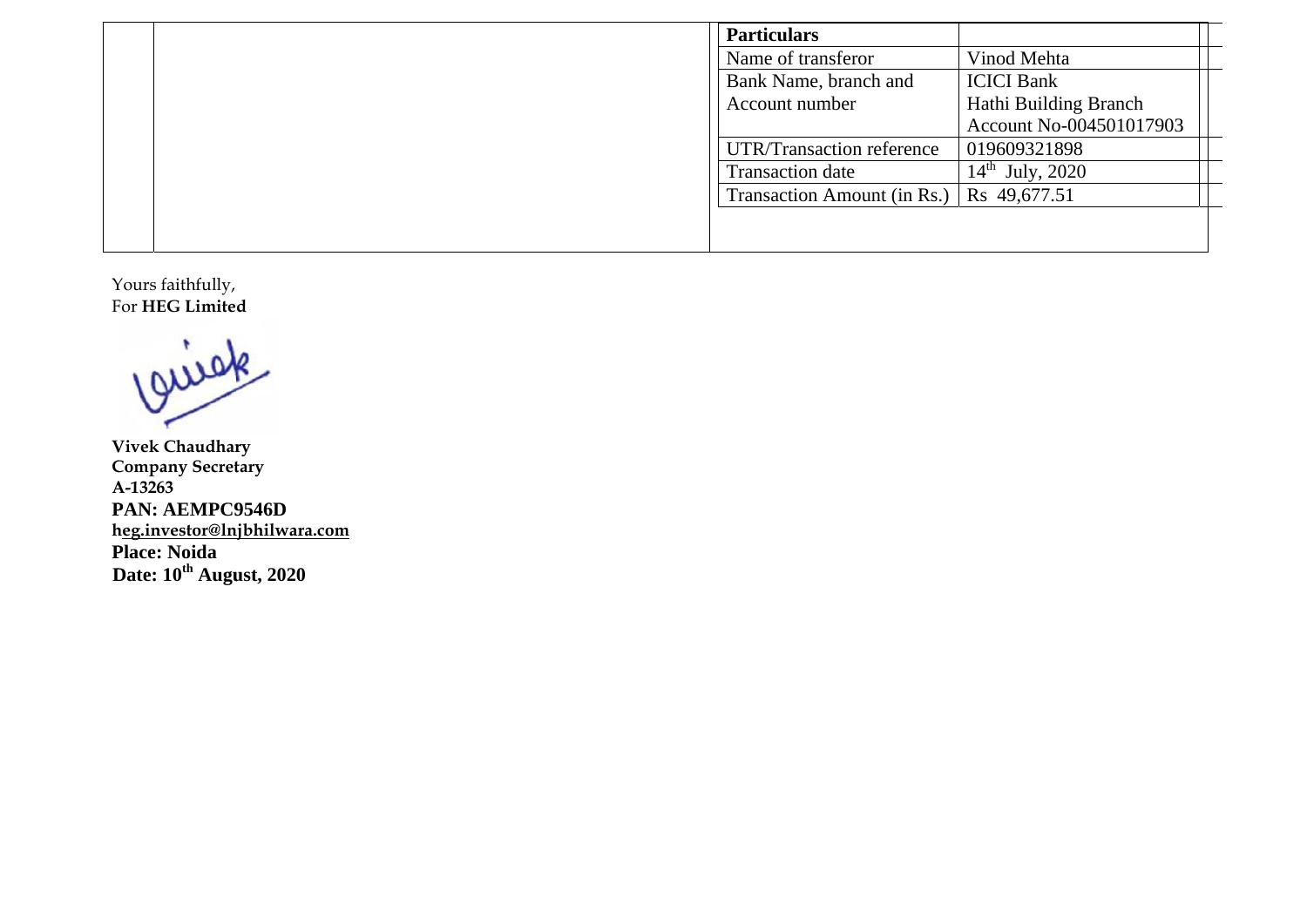| Particulars | |
|---|---|
| Name of transferor | Vinod Mehta |
| Bank Name, branch and Account number | ICICI Bank<br>Hathi Building Branch<br>Account No-004501017903 |
| UTR/Transaction reference | 019609321898 |
| Transaction date | 14th July, 2020 |
| Transaction Amount (in Rs.) | Rs 49,677.51 |

Yours faithfully,
For **HEG Limited**

**Vivek Chaudhary**
**Company Secretary**
**A-13263**
**PAN: AEMPC9546D**
**heg.investor@lnjbhilwara.com**
**Place: Noida**
**Date: 10th August, 2020**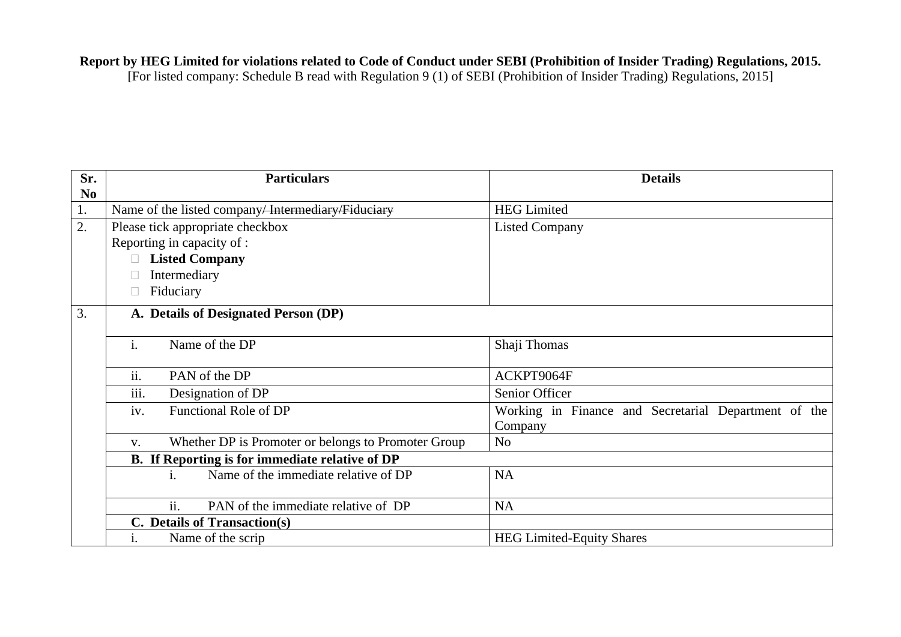**Report by HEG Limited for violations related to Code of Conduct under SEBI (Prohibition of Insider Trading) Regulations, 2015.**
[For listed company: Schedule B read with Regulation 9 (1) of SEBI (Prohibition of Insider Trading) Regulations, 2015]

| Sr. No | Particulars | Details |
|---|---|---|
| 1. | Name of the listed company~~/ Intermediary/Fiduciary~~ | HEG Limited |
| 2. | Please tick appropriate checkbox<br>Reporting in capacity of :<br>☐ **Listed Company**<br>☐ Intermediary<br>☐ Fiduciary | Listed Company |
| 3. | **A. Details of Designated Person (DP)** | |
| | i. Name of the DP | Shaji Thomas |
| | ii. PAN of the DP | ACKPT9064F |
| | iii. Designation of DP | Senior Officer |
| | iv. Functional Role of DP | Working in Finance and Secretarial Department of the Company |
| | v. Whether DP is Promoter or belongs to Promoter Group | No |
| | **B. If Reporting is for immediate relative of DP** | |
| | i. Name of the immediate relative of DP | NA |
| | ii. PAN of the immediate relative of DP | NA |
| | **C. Details of Transaction(s)** | |
| | i. Name of the scrip | HEG Limited-Equity Shares |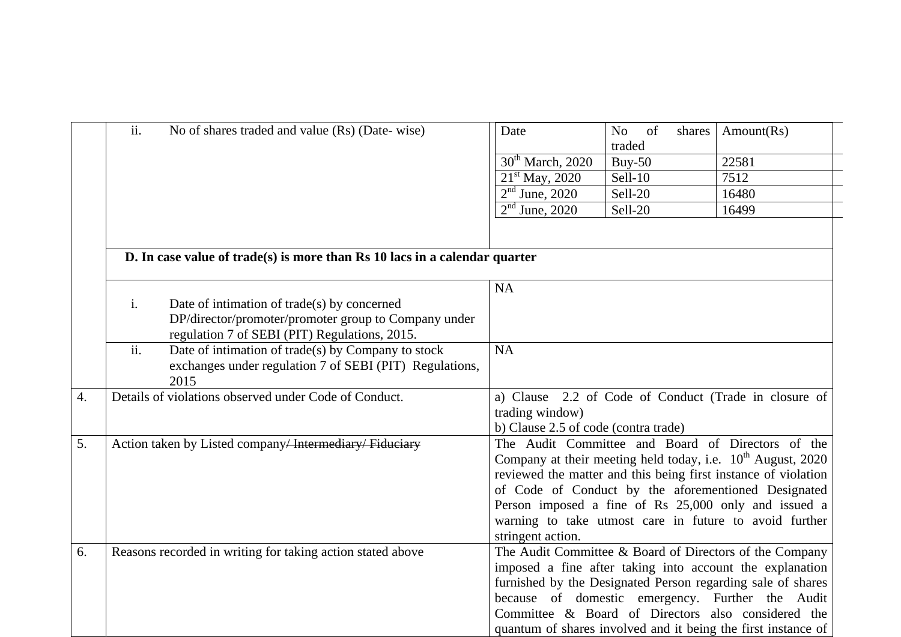| | | |
|---|---|---|
| | ii. No of shares traded and value (Rs) (Date- wise) | <table><tr><td>Date</td><td>No of shares traded</td><td>Amount(Rs)</td></tr><tr><td>30th March, 2020</td><td>Buy-50</td><td>22581</td></tr><tr><td>21st May, 2020</td><td>Sell-10</td><td>7512</td></tr><tr><td>2nd June, 2020</td><td>Sell-20</td><td>16480</td></tr><tr><td>2nd June, 2020</td><td>Sell-20</td><td>16499</td></tr></table> |
| | **D. In case value of trade(s) is more than Rs 10 lacs in a calendar quarter** | |
| | i. Date of intimation of trade(s) by concerned DP/director/promoter/promoter group to Company under regulation 7 of SEBI (PIT) Regulations, 2015. | NA |
| | ii. Date of intimation of trade(s) by Company to stock exchanges under regulation 7 of SEBI (PIT) Regulations, 2015 | NA |
| 4. | Details of violations observed under Code of Conduct. | a) Clause 2.2 of Code of Conduct (Trade in closure of trading window)<br>b) Clause 2.5 of code (contra trade) |
| 5. | Action taken by Listed company~~/ Intermediary/ Fiduciary~~ | The Audit Committee and Board of Directors of the Company at their meeting held today, i.e. 10th August, 2020 reviewed the matter and this being first instance of violation of Code of Conduct by the aforementioned Designated Person imposed a fine of Rs 25,000 only and issued a warning to take utmost care in future to avoid further stringent action. |
| 6. | Reasons recorded in writing for taking action stated above | The Audit Committee & Board of Directors of the Company imposed a fine after taking into account the explanation furnished by the Designated Person regarding sale of shares because of domestic emergency. Further the Audit Committee & Board of Directors also considered the quantum of shares involved and it being the first instance of |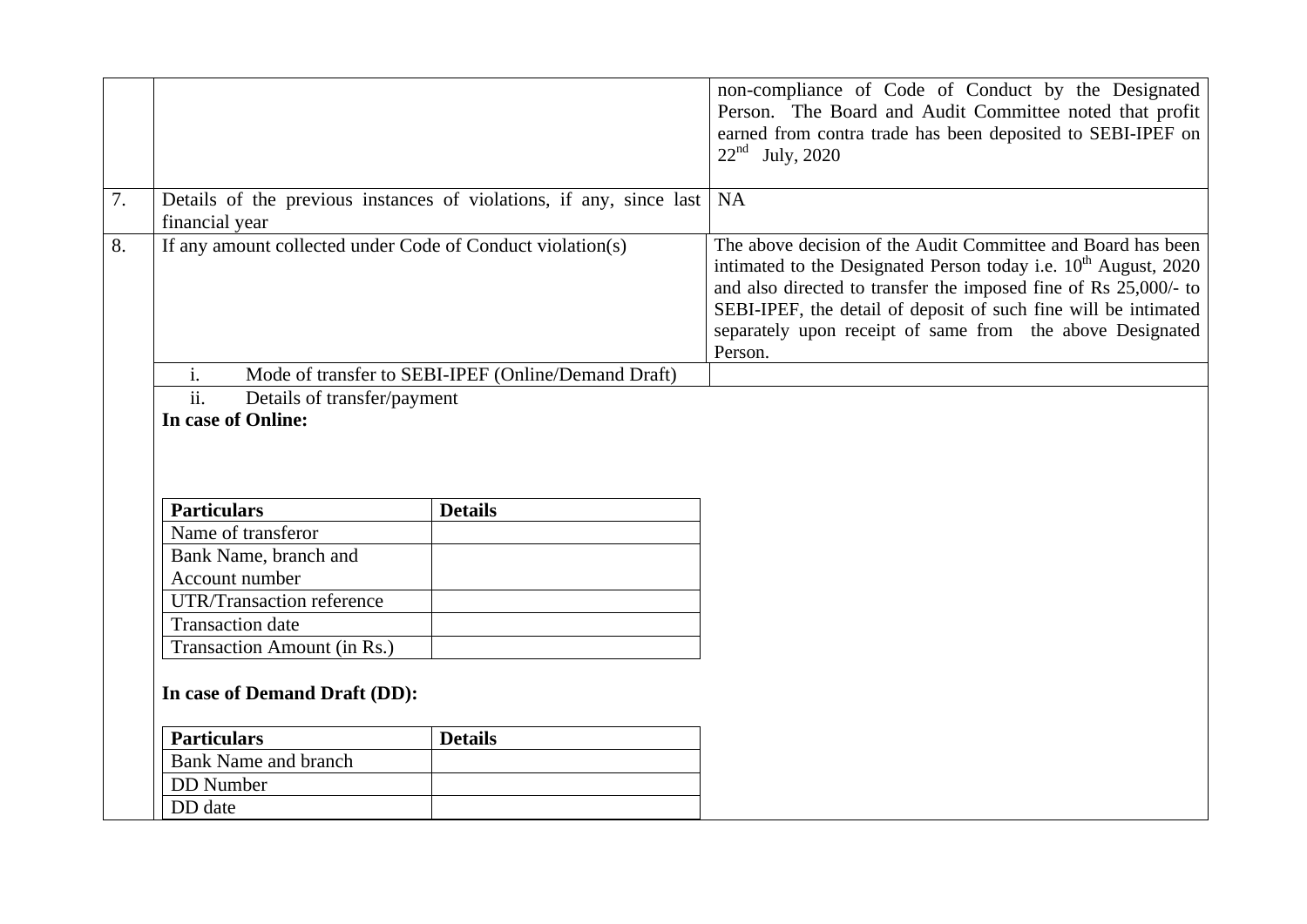| | | |
|---|---|---|
| | | non-compliance of Code of Conduct by the Designated Person. The Board and Audit Committee noted that profit earned from contra trade has been deposited to SEBI-IPEF on 22nd July, 2020 |
| 7. | Details of the previous instances of violations, if any, since last financial year | NA |
| 8. | If any amount collected under Code of Conduct violation(s) | The above decision of the Audit Committee and Board has been intimated to the Designated Person today i.e. 10th August, 2020 and also directed to transfer the imposed fine of Rs 25,000/- to SEBI-IPEF, the detail of deposit of such fine will be intimated separately upon receipt of same from the above Designated Person. |
| | i. Mode of transfer to SEBI-IPEF (Online/Demand Draft) | |
| | ii. Details of transfer/payment | |

**In case of Online:**

| Particulars | Details |
|---|---|
| Name of transferor | |
| Bank Name, branch and Account number | |
| UTR/Transaction reference | |
| Transaction date | |
| Transaction Amount (in Rs.) | |

**In case of Demand Draft (DD):**

| Particulars | Details |
|---|---|
| Bank Name and branch | |
| DD Number | |
| DD date | |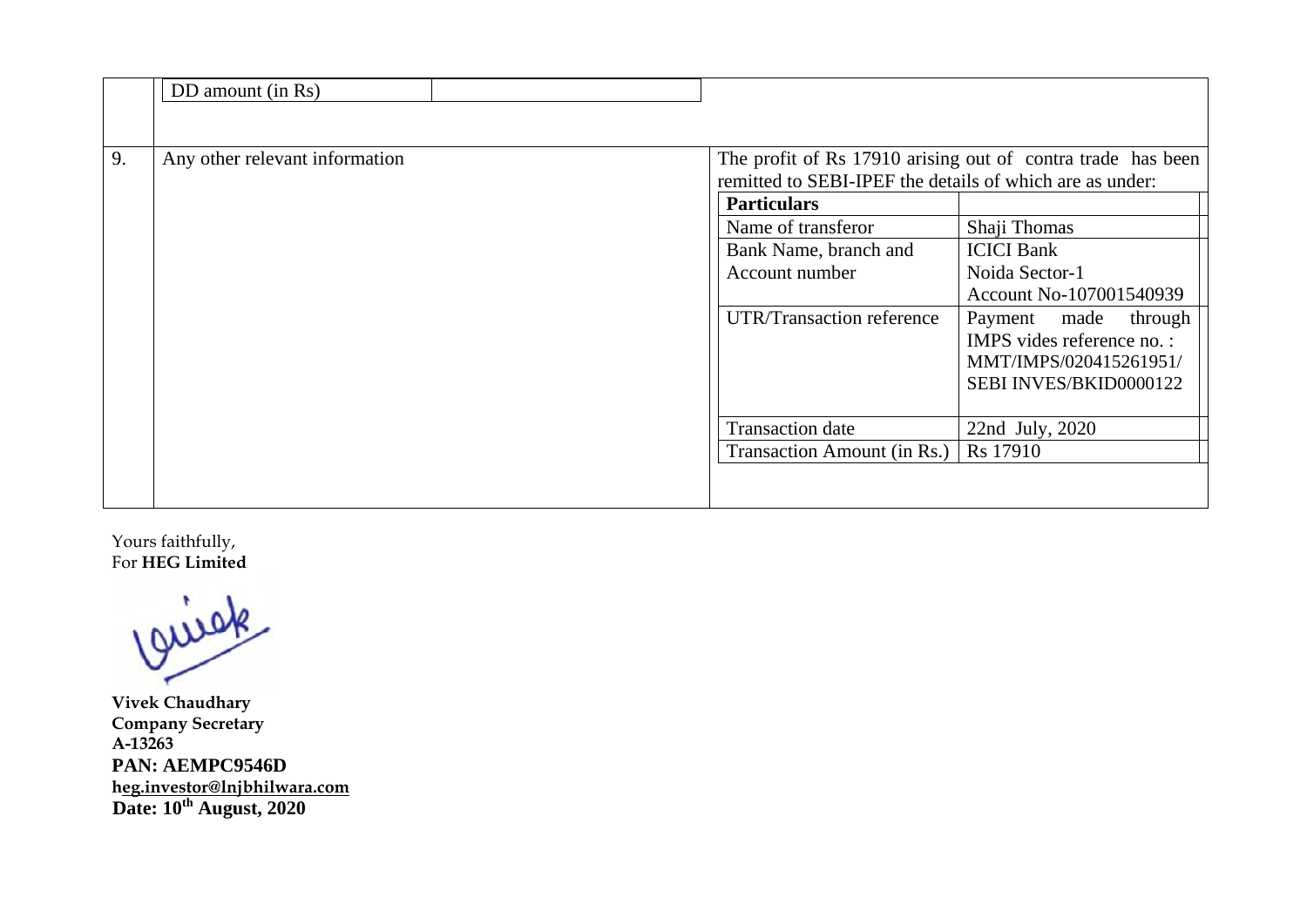| | | |
|---|---|---|
| | DD amount (in Rs) | |
| 9. | Any other relevant information | The profit of Rs 17910 arising out of contra trade has been remitted to SEBI-IPEF the details of which are as under: |

| Particulars | |
|---|---|
| Name of transferor | Shaji Thomas |
| Bank Name, branch and Account number | ICICI Bank<br>Noida Sector-1<br>Account No-107001540939 |
| UTR/Transaction reference | Payment made through IMPS vides reference no. :<br>MMT/IMPS/020415261951/<br>SEBI INVES/BKID0000122 |
| Transaction date | 22nd July, 2020 |
| Transaction Amount (in Rs.) | Rs 17910 |

Yours faithfully,
For **HEG Limited**

**Vivek Chaudhary**
**Company Secretary**
**A-13263**
**PAN: AEMPC9546D**
**heg.investor@lnjbhilwara.com**
**Date: 10th August, 2020**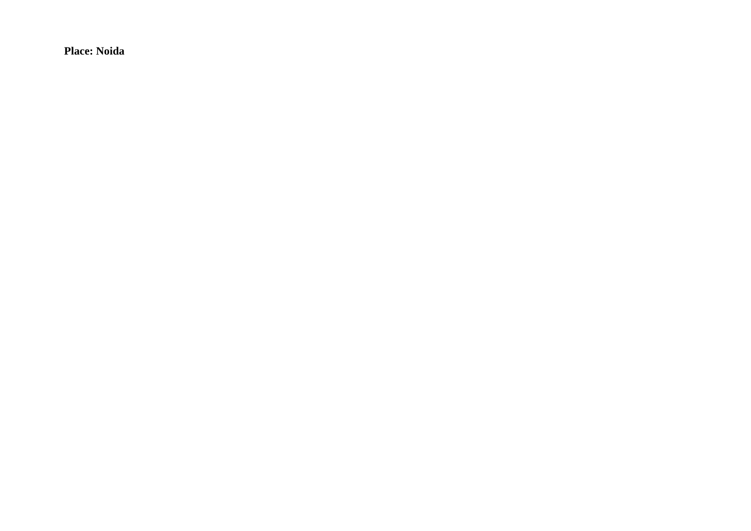**Place: Noida**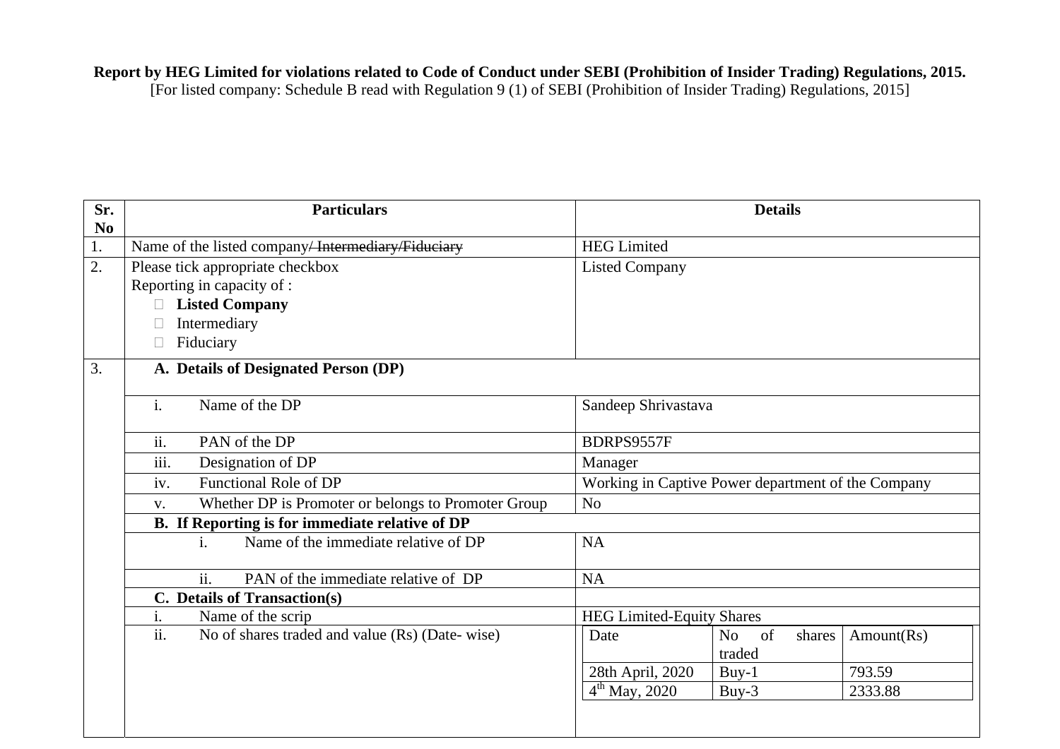**Report by HEG Limited for violations related to Code of Conduct under SEBI (Prohibition of Insider Trading) Regulations, 2015.**
[For listed company: Schedule B read with Regulation 9 (1) of SEBI (Prohibition of Insider Trading) Regulations, 2015]

| Sr. No | Particulars | Details |
|---|---|---|
| 1. | Name of the listed company/ ~~Intermediary/Fiduciary~~ | HEG Limited |
| 2. | Please tick appropriate checkbox<br>Reporting in capacity of :<br>☐ **Listed Company**<br>☐ Intermediary<br>☐ Fiduciary | Listed Company |
| 3. | **A. Details of Designated Person (DP)** | |
| | i. Name of the DP | Sandeep Shrivastava |
| | ii. PAN of the DP | BDRPS9557F |
| | iii. Designation of DP | Manager |
| | iv. Functional Role of DP | Working in Captive Power department of the Company |
| | v. Whether DP is Promoter or belongs to Promoter Group | No |
| | **B. If Reporting is for immediate relative of DP** | |
| | i. Name of the immediate relative of DP | NA |
| | ii. PAN of the immediate relative of DP | NA |
| | **C. Details of Transaction(s)** | |
| | i. Name of the scrip | HEG Limited-Equity Shares |
| | ii. No of shares traded and value (Rs) (Date- wise) | Date / No of shares traded / Amount(Rs)<br>28th April, 2020 / Buy-1 / 793.59<br>4th May, 2020 / Buy-3 / 2333.88 |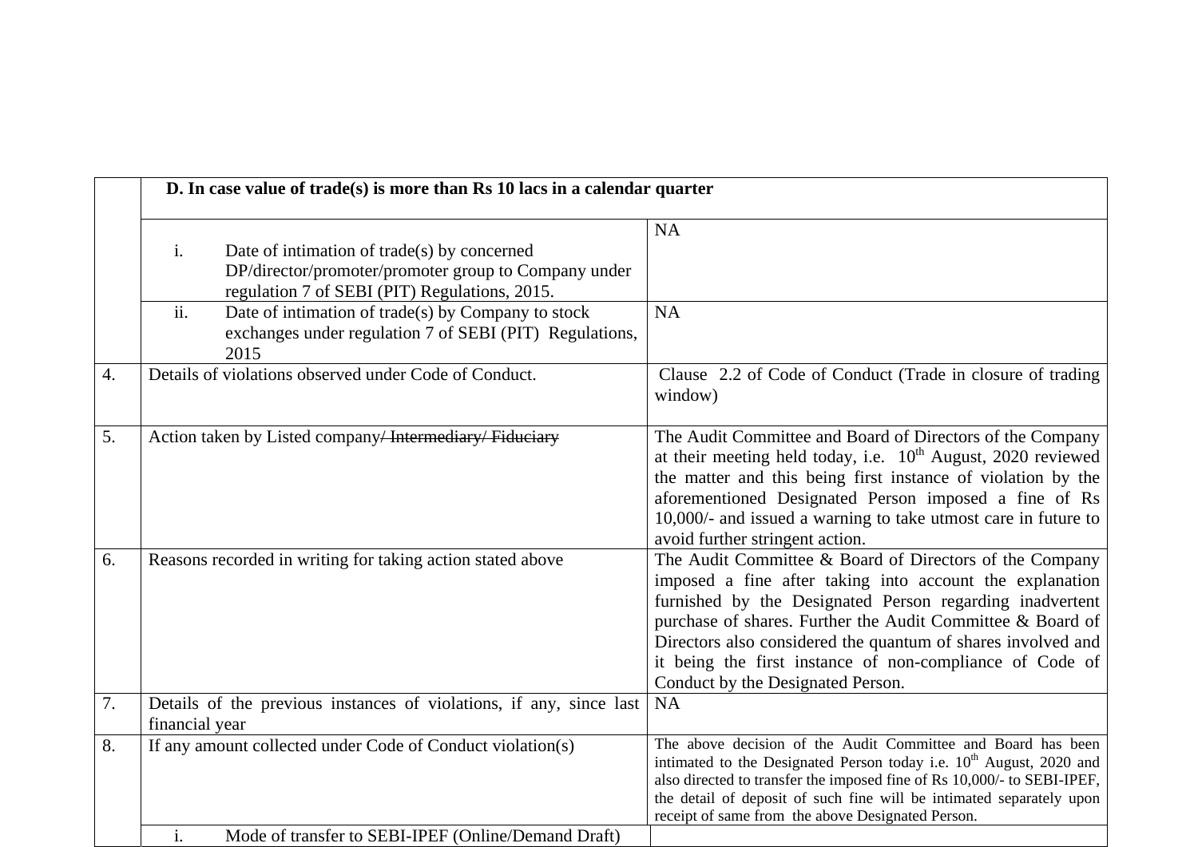| | | |
|---|---|---|
| | **D. In case value of trade(s) is more than Rs 10 lacs in a calendar quarter** | |
| | i. Date of intimation of trade(s) by concerned DP/director/promoter/promoter group to Company under regulation 7 of SEBI (PIT) Regulations, 2015. | NA |
| | ii. Date of intimation of trade(s) by Company to stock exchanges under regulation 7 of SEBI (PIT) Regulations, 2015 | NA |
| 4. | Details of violations observed under Code of Conduct. | Clause 2.2 of Code of Conduct (Trade in closure of trading window) |
| 5. | Action taken by Listed company~~/ Intermediary/ Fiduciary~~ | The Audit Committee and Board of Directors of the Company at their meeting held today, i.e. 10th August, 2020 reviewed the matter and this being first instance of violation by the aforementioned Designated Person imposed a fine of Rs 10,000/- and issued a warning to take utmost care in future to avoid further stringent action. |
| 6. | Reasons recorded in writing for taking action stated above | The Audit Committee & Board of Directors of the Company imposed a fine after taking into account the explanation furnished by the Designated Person regarding inadvertent purchase of shares. Further the Audit Committee & Board of Directors also considered the quantum of shares involved and it being the first instance of non-compliance of Code of Conduct by the Designated Person. |
| 7. | Details of the previous instances of violations, if any, since last financial year | NA |
| 8. | If any amount collected under Code of Conduct violation(s) | The above decision of the Audit Committee and Board has been intimated to the Designated Person today i.e. 10th August, 2020 and also directed to transfer the imposed fine of Rs 10,000/- to SEBI-IPEF, the detail of deposit of such fine will be intimated separately upon receipt of same from the above Designated Person. |
| | i. Mode of transfer to SEBI-IPEF (Online/Demand Draft) | |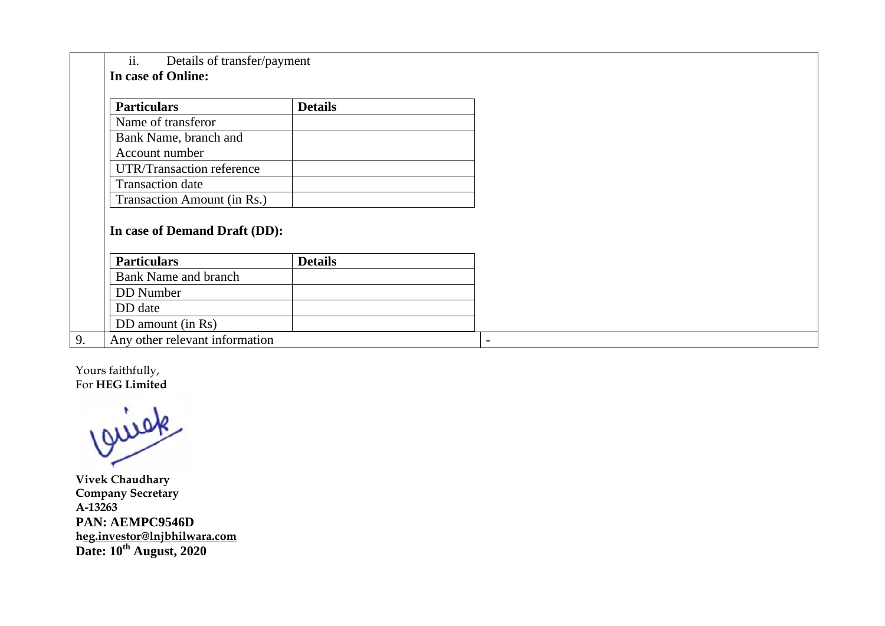ii. Details of transfer/payment

**In case of Online:**

| **Particulars** | **Details** |
|---|---|
| Name of transferor | |
| Bank Name, branch and Account number | |
| UTR/Transaction reference | |
| Transaction date | |
| Transaction Amount (in Rs.) | |

**In case of Demand Draft (DD):**

| **Particulars** | **Details** |
|---|---|
| Bank Name and branch | |
| DD Number | |
| DD date | |
| DD amount (in Rs) | |

| | | |
|---|---|---|
| 9. | Any other relevant information | - |

Yours faithfully,
For **HEG Limited**

**Vivek Chaudhary**
**Company Secretary**
**A-13263**
**PAN: AEMPC9546D**
**heg.investor@lnjbhilwara.com**
**Date: 10th August, 2020**